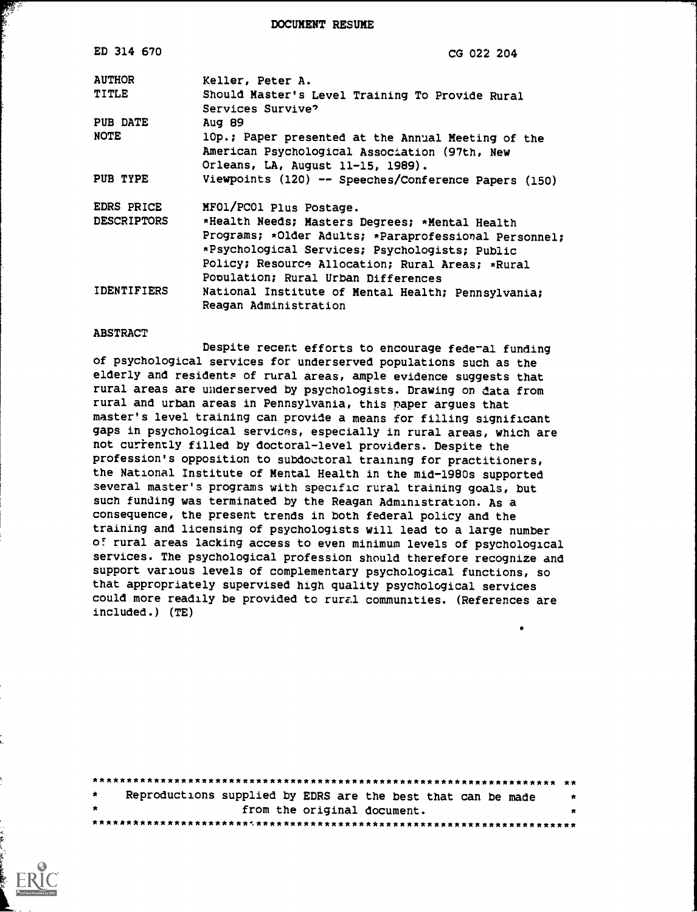DOCUMENT RESUME

| | |
|---|---|
| ED 314 670 | CG 022 204 |
| AUTHOR | Keller, Peter A. |
| TITLE | Should Master's Level Training To Provide Rural Services Survive? |
| PUB DATE | Aug 89 |
| NOTE | 10p.; Paper presented at the Annual Meeting of the American Psychological Association (97th, New Orleans, LA, August 11-15, 1989). |
| PUB TYPE | Viewpoints (120) -- Speeches/Conference Papers (150) |
| EDRS PRICE | MF01/PC01 Plus Postage. |
| DESCRIPTORS | *Health Needs; Masters Degrees; *Mental Health Programs; *Older Adults; *Paraprofessional Personnel; *Psychological Services; Psychologists; Public Policy; Resource Allocation; Rural Areas; *Rural Population; Rural Urban Differences |
| IDENTIFIERS | National Institute of Mental Health; Pennsylvania; Reagan Administration |

ABSTRACT

Despite recent efforts to encourage federal funding of psychological services for underserved populations such as the elderly and residents of rural areas, ample evidence suggests that rural areas are underserved by psychologists. Drawing on data from rural and urban areas in Pennsylvania, this paper argues that master's level training can provide a means for filling significant gaps in psychological services, especially in rural areas, which are not currently filled by doctoral-level providers. Despite the profession's opposition to subdoctoral training for practitioners, the National Institute of Mental Health in the mid-1980s supported several master's programs with specific rural training goals, but such funding was terminated by the Reagan Administration. As a consequence, the present trends in both federal policy and the training and licensing of psychologists will lead to a large number of rural areas lacking access to even minimum levels of psychological services. The psychological profession should therefore recognize and support various levels of complementary psychological functions, so that appropriately supervised high quality psychological services could more readily be provided to rural communities. (References are included.) (TE)

Reproductions supplied by EDRS are the best that can be made from the original document.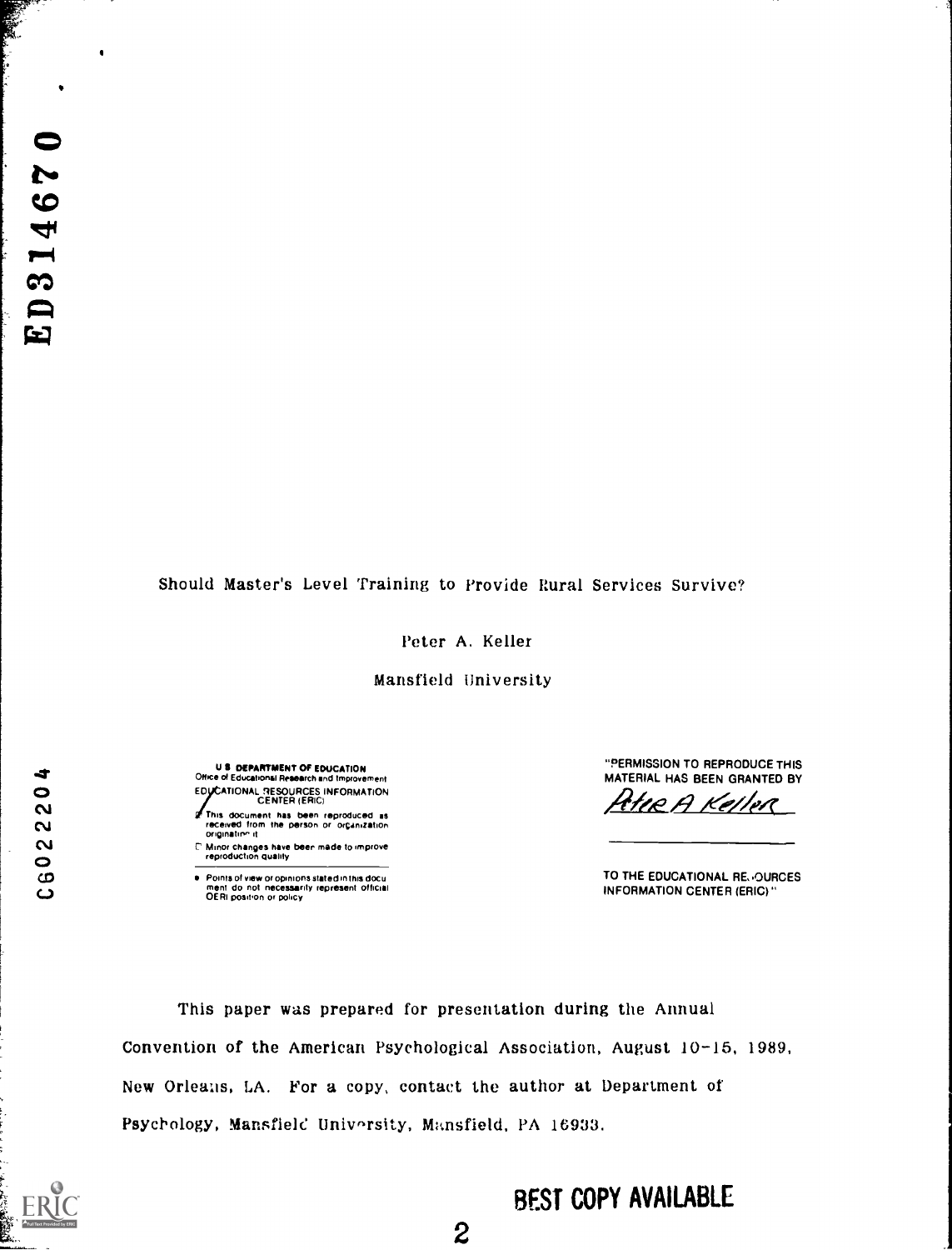ED314670

# Should Master's Level Training to Provide Rural Services Survive?

Peter A. Keller

Mansfield University

CG022204

U.S. DEPARTMENT OF EDUCATION
Office of Educational Research and Improvement
EDUCATIONAL RESOURCES INFORMATION CENTER (ERIC)

- This document has been reproduced as received from the person or organization originating it
- Minor changes have been made to improve reproduction quality
- Points of view or opinions stated in this document do not necessarily represent official OERI position or policy

"PERMISSION TO REPRODUCE THIS MATERIAL HAS BEEN GRANTED BY

Peter A Keller

TO THE EDUCATIONAL RESOURCES INFORMATION CENTER (ERIC)."

This paper was prepared for presentation during the Annual Convention of the American Psychological Association, August 10-15, 1989, New Orleans, LA. For a copy, contact the author at Department of Psychology, Mansfield University, Mansfield, PA 16933.

BEST COPY AVAILABLE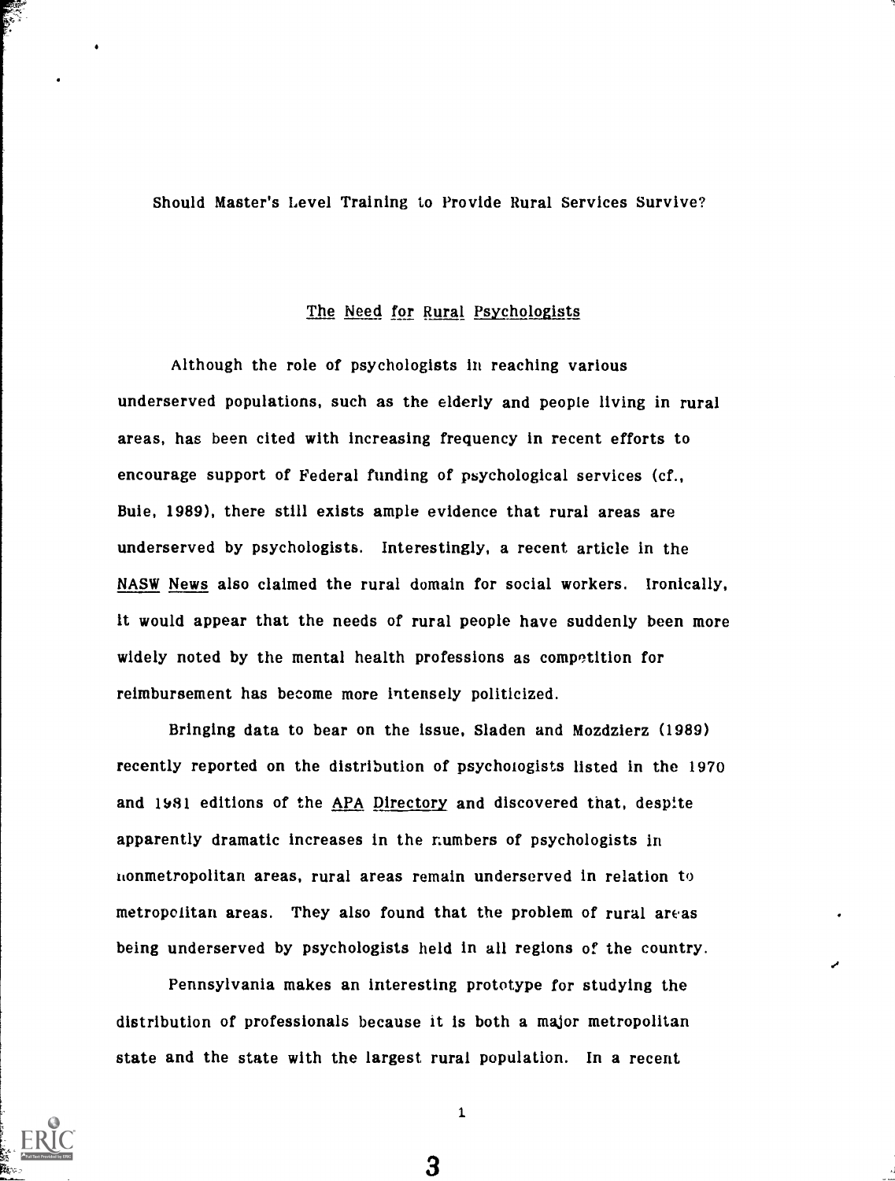# Should Master's Level Training to Provide Rural Services Survive?

## The Need for Rural Psychologists

Although the role of psychologists in reaching various underserved populations, such as the elderly and people living in rural areas, has been cited with increasing frequency in recent efforts to encourage support of Federal funding of psychological services (cf., Buie, 1989), there still exists ample evidence that rural areas are underserved by psychologists. Interestingly, a recent article in the NASW News also claimed the rural domain for social workers. Ironically, it would appear that the needs of rural people have suddenly been more widely noted by the mental health professions as competition for reimbursement has become more intensely politicized.

Bringing data to bear on the issue, Sladen and Mozdzierz (1989) recently reported on the distribution of psychologists listed in the 1970 and 1981 editions of the APA Directory and discovered that, despite apparently dramatic increases in the numbers of psychologists in nonmetropolitan areas, rural areas remain underserved in relation to metropolitan areas. They also found that the problem of rural areas being underserved by psychologists held in all regions of the country.

Pennsylvania makes an interesting prototype for studying the distribution of professionals because it is both a major metropolitan state and the state with the largest rural population. In a recent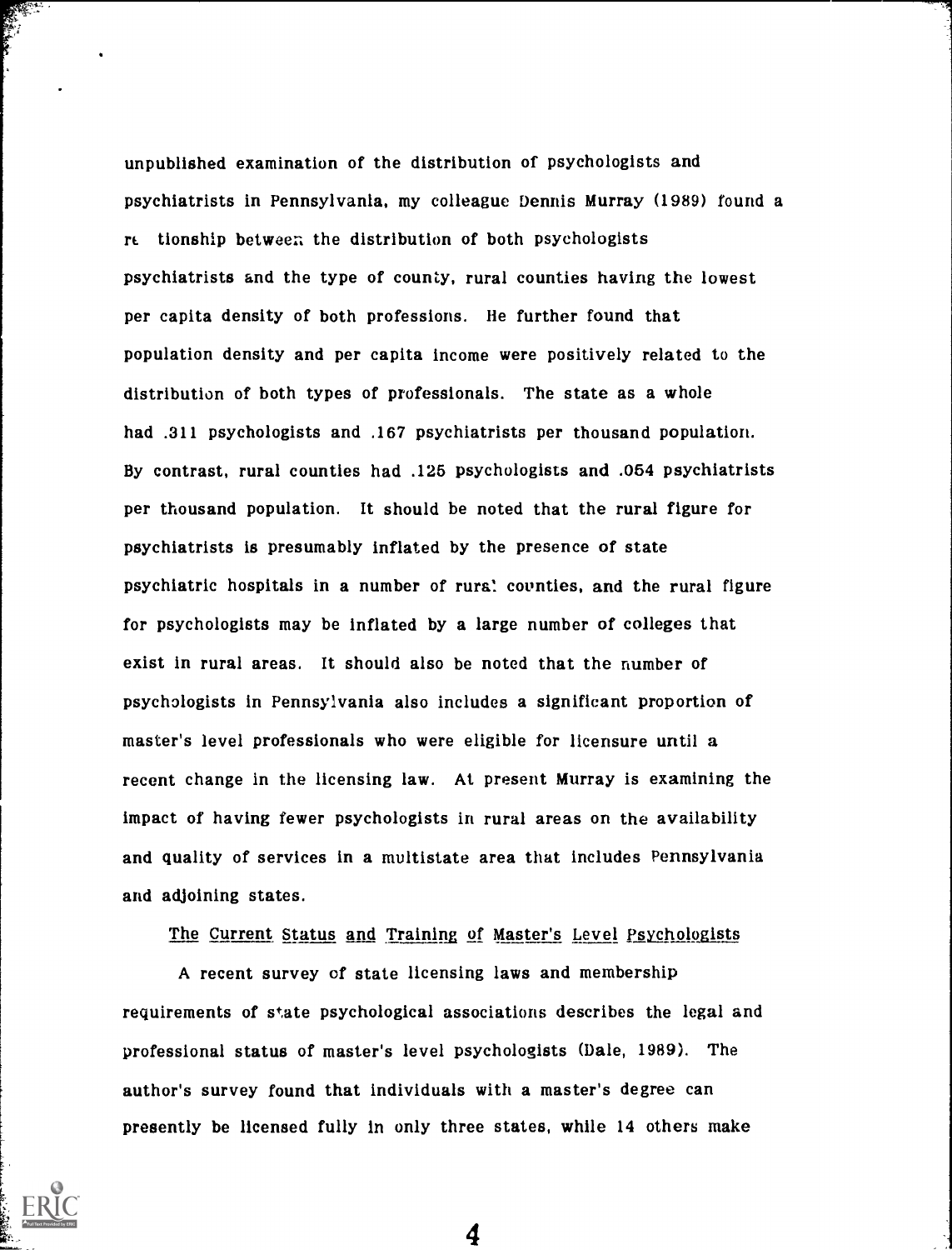unpublished examination of the distribution of psychologists and psychiatrists in Pennsylvania, my colleague Dennis Murray (1989) found a rt tionship between the distribution of both psychologists psychiatrists and the type of county, rural counties having the lowest per capita density of both professions. He further found that population density and per capita income were positively related to the distribution of both types of professionals. The state as a whole had .311 psychologists and .167 psychiatrists per thousand population. By contrast, rural counties had .125 psychologists and .054 psychiatrists per thousand population. It should be noted that the rural figure for psychiatrists is presumably inflated by the presence of state psychiatric hospitals in a number of rural counties, and the rural figure for psychologists may be inflated by a large number of colleges that exist in rural areas. It should also be noted that the number of psychologists in Pennsylvania also includes a significant proportion of master's level professionals who were eligible for licensure until a recent change in the licensing law. At present Murray is examining the impact of having fewer psychologists in rural areas on the availability and quality of services in a multistate area that includes Pennsylvania and adjoining states.

## The Current Status and Training of Master's Level Psychologists

A recent survey of state licensing laws and membership requirements of state psychological associations describes the legal and professional status of master's level psychologists (Dale, 1989). The author's survey found that individuals with a master's degree can presently be licensed fully in only three states, while 14 others make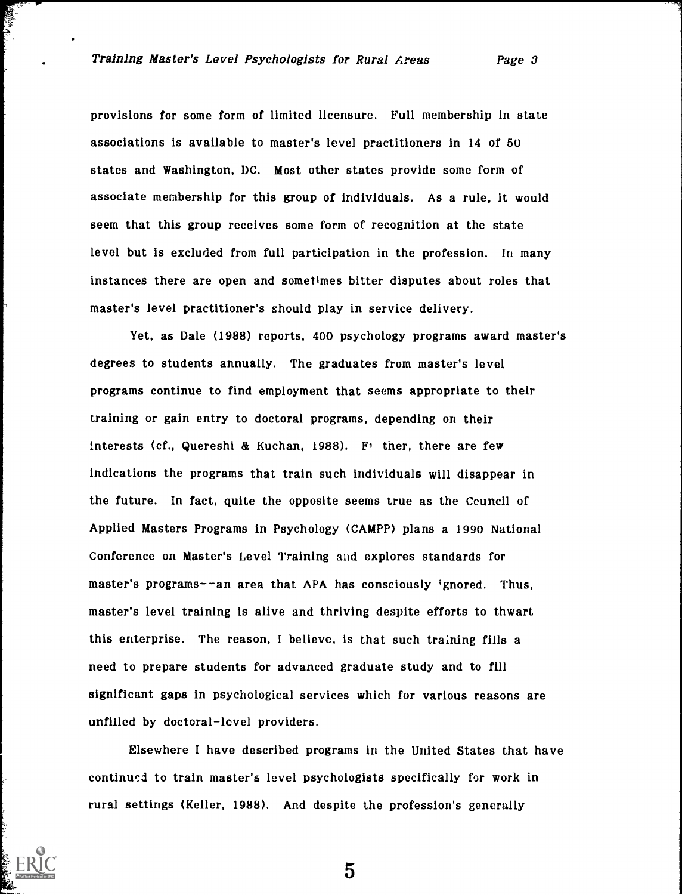provisions for some form of limited licensure. Full membership in state associations is available to master's level practitioners in 14 of 50 states and Washington, DC. Most other states provide some form of associate membership for this group of individuals. As a rule, it would seem that this group receives some form of recognition at the state level but is excluded from full participation in the profession. In many instances there are open and sometimes bitter disputes about roles that master's level practitioner's should play in service delivery.

Yet, as Dale (1988) reports, 400 psychology programs award master's degrees to students annually. The graduates from master's level programs continue to find employment that seems appropriate to their training or gain entry to doctoral programs, depending on their interests (cf., Quereshi & Kuchan, 1988). Further, there are few indications the programs that train such individuals will disappear in the future. In fact, quite the opposite seems true as the Council of Applied Masters Programs in Psychology (CAMPP) plans a 1990 National Conference on Master's Level Training and explores standards for master's programs--an area that APA has consciously ignored. Thus, master's level training is alive and thriving despite efforts to thwart this enterprise. The reason, I believe, is that such training fills a need to prepare students for advanced graduate study and to fill significant gaps in psychological services which for various reasons are unfilled by doctoral-level providers.

Elsewhere I have described programs in the United States that have continued to train master's level psychologists specifically for work in rural settings (Keller, 1988). And despite the profession's generally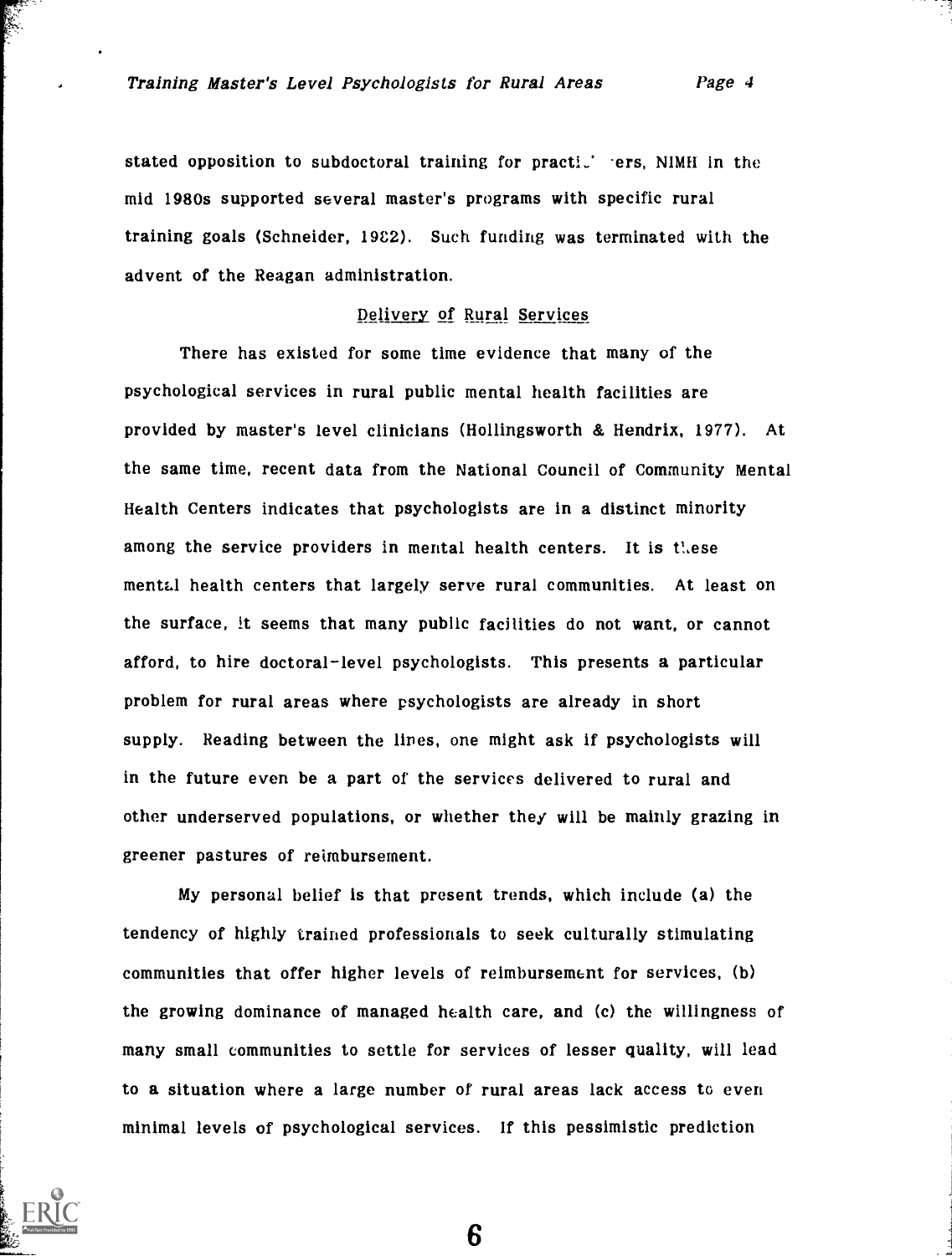stated opposition to subdoctoral training for practi.' ers, NIMH in the mid 1980s supported several master's programs with specific rural training goals (Schneider, 1982). Such funding was terminated with the advent of the Reagan administration.

## Delivery of Rural Services

There has existed for some time evidence that many of the psychological services in rural public mental health facilities are provided by master's level clinicians (Hollingsworth & Hendrix, 1977). At the same time, recent data from the National Council of Community Mental Health Centers indicates that psychologists are in a distinct minority among the service providers in mental health centers. It is these mental health centers that largely serve rural communities. At least on the surface, it seems that many public facilities do not want, or cannot afford, to hire doctoral-level psychologists. This presents a particular problem for rural areas where psychologists are already in short supply. Reading between the lines, one might ask if psychologists will in the future even be a part of the services delivered to rural and other underserved populations, or whether they will be mainly grazing in greener pastures of reimbursement.

My personal belief is that present trends, which include (a) the tendency of highly trained professionals to seek culturally stimulating communities that offer higher levels of reimbursement for services, (b) the growing dominance of managed health care, and (c) the willingness of many small communities to settle for services of lesser quality, will lead to a situation where a large number of rural areas lack access to even minimal levels of psychological services. If this pessimistic prediction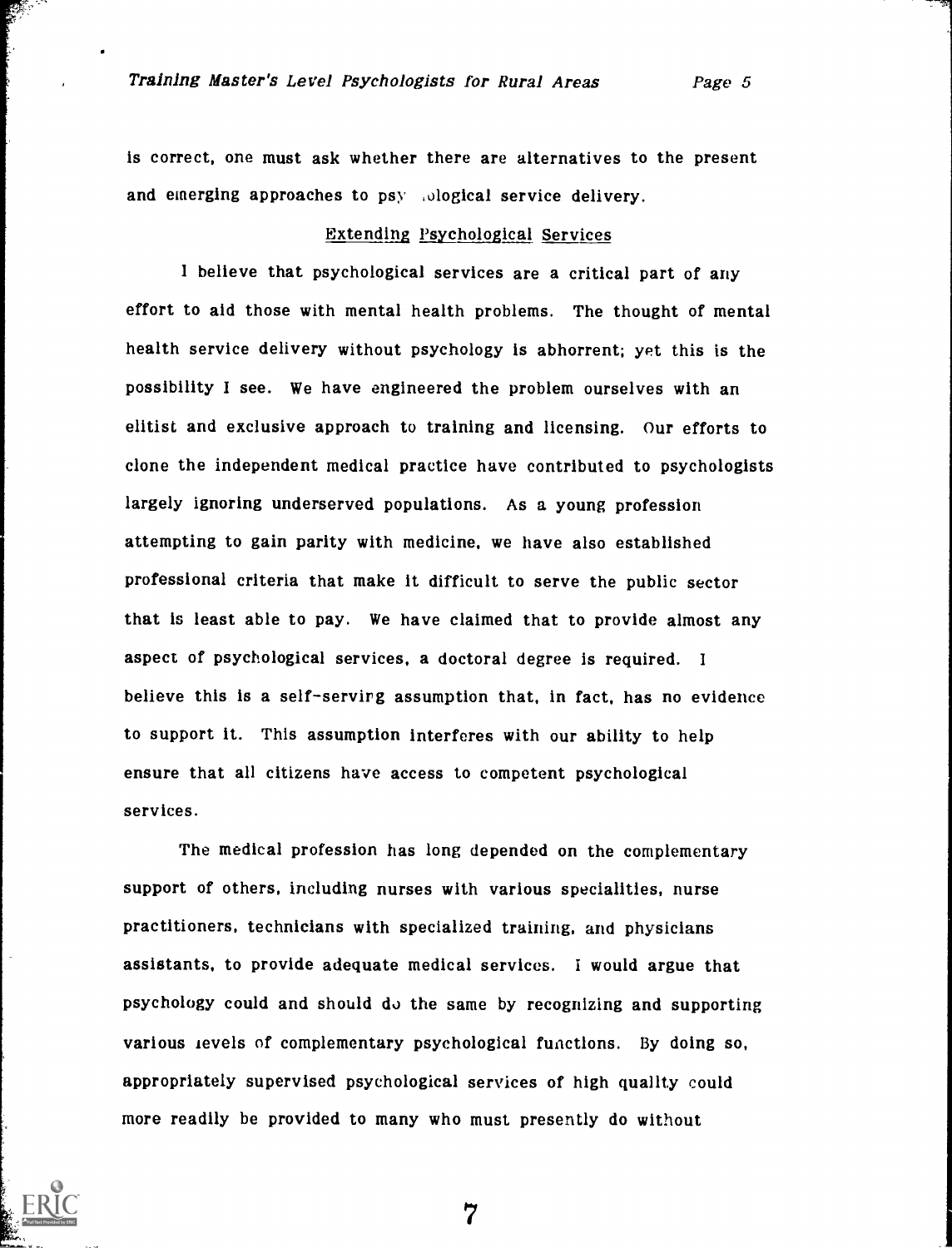is correct, one must ask whether there are alternatives to the present and emerging approaches to psychological service delivery.

## Extending Psychological Services

I believe that psychological services are a critical part of any effort to aid those with mental health problems. The thought of mental health service delivery without psychology is abhorrent; yet this is the possibility I see. We have engineered the problem ourselves with an elitist and exclusive approach to training and licensing. Our efforts to clone the independent medical practice have contributed to psychologists largely ignoring underserved populations. As a young profession attempting to gain parity with medicine, we have also established professional criteria that make it difficult to serve the public sector that is least able to pay. We have claimed that to provide almost any aspect of psychological services, a doctoral degree is required. I believe this is a self-serving assumption that, in fact, has no evidence to support it. This assumption interferes with our ability to help ensure that all citizens have access to competent psychological services.

The medical profession has long depended on the complementary support of others, including nurses with various specialities, nurse practitioners, technicians with specialized training, and physicians assistants, to provide adequate medical services. I would argue that psychology could and should do the same by recognizing and supporting various levels of complementary psychological functions. By doing so, appropriately supervised psychological services of high quality could more readily be provided to many who must presently do without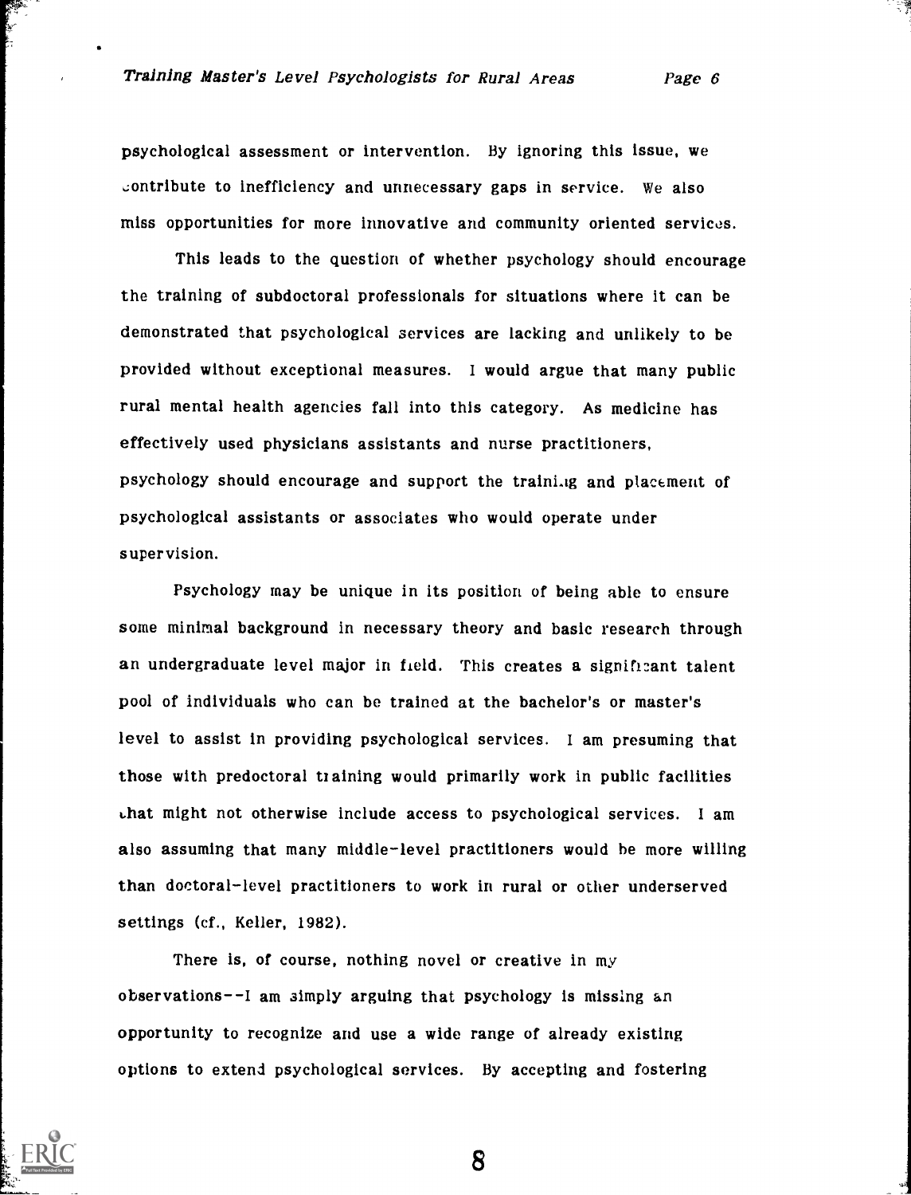psychological assessment or intervention. By ignoring this issue, we contribute to inefficiency and unnecessary gaps in service. We also miss opportunities for more innovative and community oriented services.

This leads to the question of whether psychology should encourage the training of subdoctoral professionals for situations where it can be demonstrated that psychological services are lacking and unlikely to be provided without exceptional measures. I would argue that many public rural mental health agencies fall into this category. As medicine has effectively used physicians assistants and nurse practitioners, psychology should encourage and support the training and placement of psychological assistants or associates who would operate under supervision.

Psychology may be unique in its position of being able to ensure some minimal background in necessary theory and basic research through an undergraduate level major in field. This creates a significant talent pool of individuals who can be trained at the bachelor's or master's level to assist in providing psychological services. I am presuming that those with predoctoral training would primarily work in public facilities that might not otherwise include access to psychological services. I am also assuming that many middle-level practitioners would be more willing than doctoral-level practitioners to work in rural or other underserved settings (cf., Keller, 1982).

There is, of course, nothing novel or creative in my observations--I am simply arguing that psychology is missing an opportunity to recognize and use a wide range of already existing options to extend psychological services. By accepting and fostering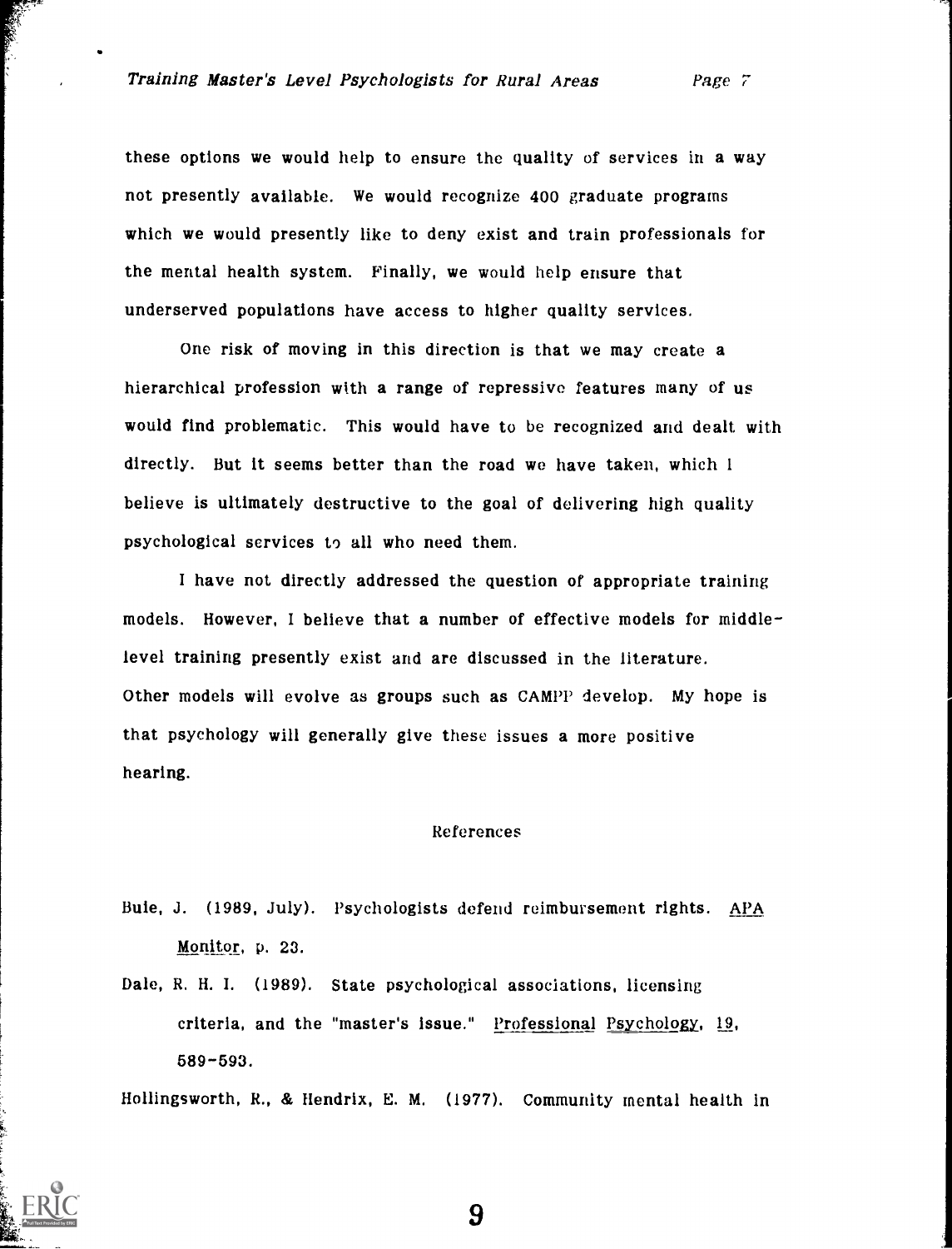these options we would help to ensure the quality of services in a way not presently available. We would recognize 400 graduate programs which we would presently like to deny exist and train professionals for the mental health system. Finally, we would help ensure that underserved populations have access to higher quality services.

One risk of moving in this direction is that we may create a hierarchical profession with a range of repressive features many of us would find problematic. This would have to be recognized and dealt with directly. But it seems better than the road we have taken, which I believe is ultimately destructive to the goal of delivering high quality psychological services to all who need them.

I have not directly addressed the question of appropriate training models. However, I believe that a number of effective models for middle-level training presently exist and are discussed in the literature. Other models will evolve as groups such as CAMPP develop. My hope is that psychology will generally give these issues a more positive hearing.

## References

Buie, J. (1989, July). Psychologists defend reimbursement rights. APA Monitor, p. 23.

Dale, R. H. I. (1989). State psychological associations, licensing criteria, and the "master's issue." Professional Psychology, 19, 589-593.

Hollingsworth, R., & Hendrix, E. M. (1977). Community mental health in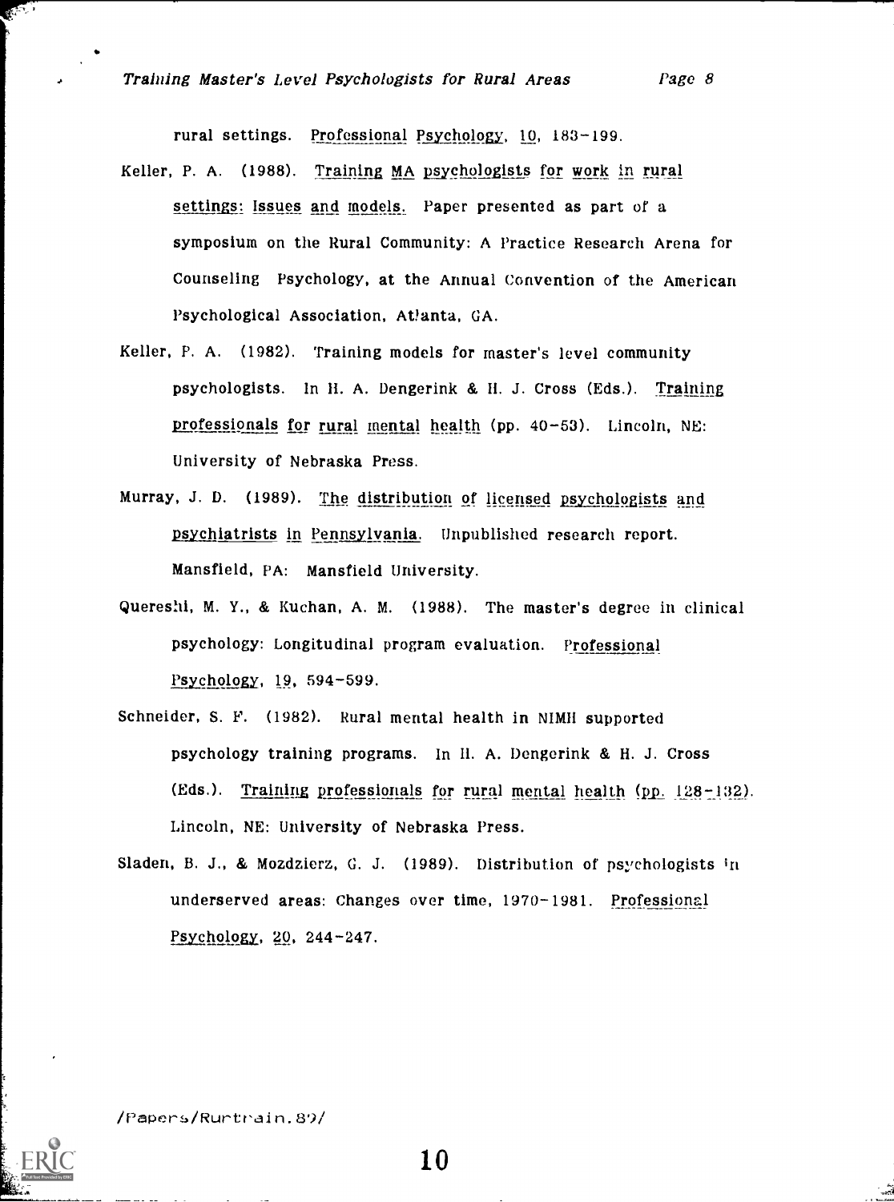rural settings. Professional Psychology, 10, 183-199.

Keller, P. A. (1988). Training MA psychologists for work in rural settings: Issues and models. Paper presented as part of a symposium on the Rural Community: A Practice Research Arena for Counseling Psychology, at the Annual Convention of the American Psychological Association, Atlanta, GA.

Keller, P. A. (1982). Training models for master's level community psychologists. In H. A. Dengerink & H. J. Cross (Eds.). Training professionals for rural mental health (pp. 40-53). Lincoln, NE: University of Nebraska Press.

Murray, J. D. (1989). The distribution of licensed psychologists and psychiatrists in Pennsylvania. Unpublished research report. Mansfield, PA: Mansfield University.

Quereshi, M. Y., & Kuchan, A. M. (1988). The master's degree in clinical psychology: Longitudinal program evaluation. Professional Psychology, 19, 594-599.

Schneider, S. F. (1982). Rural mental health in NIMH supported psychology training programs. In H. A. Dengerink & H. J. Cross (Eds.). Training professionals for rural mental health (pp. 128-132). Lincoln, NE: University of Nebraska Press.

Sladen, B. J., & Mozdzierz, G. J. (1989). Distribution of psychologists in underserved areas: Changes over time, 1970-1981. Professional Psychology, 20, 244-247.

/Papers/Rurtrain.89/